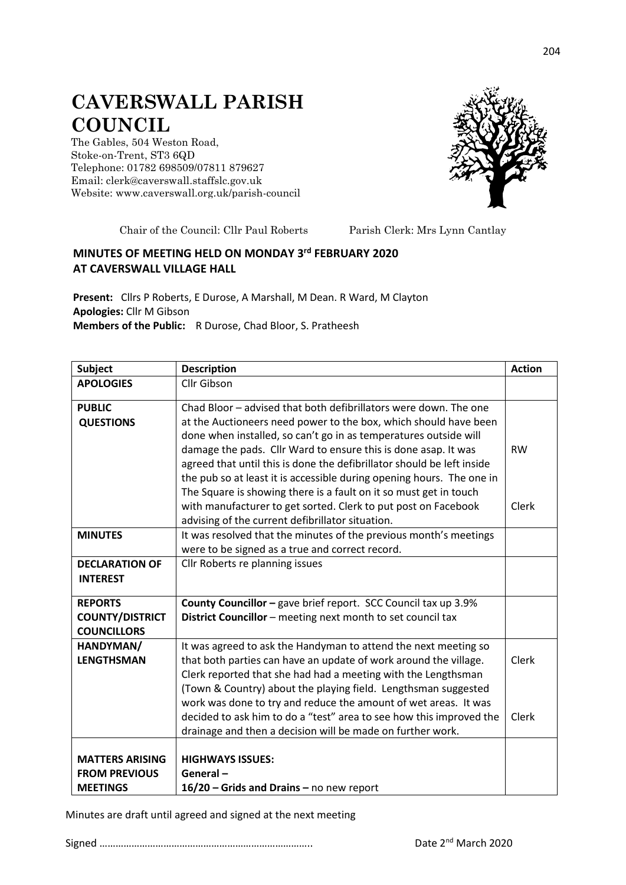# CAVERSWALL PARISH COUNCIL

The Gables, 504 Weston Road,
Stoke-on-Trent, ST3 6QD
Telephone: 01782 698509/07811 879627
Email: clerk@caverswall.staffslc.gov.uk
Website: www.caverswall.org.uk/parish-council

Chair of the Council: Cllr Paul Roberts  Parish Clerk: Mrs Lynn Cantlay

**MINUTES OF MEETING HELD ON MONDAY 3rd FEBRUARY 2020 AT CAVERSWALL VILLAGE HALL**

**Present:** Cllrs P Roberts, E Durose, A Marshall, M Dean. R Ward, M Clayton
**Apologies:** Cllr M Gibson
**Members of the Public:** R Durose, Chad Bloor, S. Pratheesh

| Subject | Description | Action |
|---|---|---|
| **APOLOGIES** | Cllr Gibson | |
| **PUBLIC QUESTIONS** | Chad Bloor – advised that both defibrillators were down. The one at the Auctioneers need power to the box, which should have been done when installed, so can't go in as temperatures outside will damage the pads. Cllr Ward to ensure this is done asap. It was agreed that until this is done the defibrillator should be left inside the pub so at least it is accessible during opening hours. The one in The Square is showing there is a fault on it so must get in touch with manufacturer to get sorted. Clerk to put post on Facebook advising of the current defibrillator situation. | RW<br>Clerk |
| **MINUTES** | It was resolved that the minutes of the previous month's meetings were to be signed as a true and correct record. | |
| **DECLARATION OF INTEREST** | Cllr Roberts re planning issues | |
| **REPORTS COUNTY/DISTRICT COUNCILLORS** | **County Councillor –** gave brief report. SCC Council tax up 3.9%<br>**District Councillor** – meeting next month to set council tax | |
| **HANDYMAN/ LENGTHSMAN** | It was agreed to ask the Handyman to attend the next meeting so that both parties can have an update of work around the village. Clerk reported that she had had a meeting with the Lengthsman (Town & Country) about the playing field. Lengthsman suggested work was done to try and reduce the amount of wet areas. It was decided to ask him to do a "test" area to see how this improved the drainage and then a decision will be made on further work. | Clerk<br>Clerk |
| **MATTERS ARISING FROM PREVIOUS MEETINGS** | **HIGHWAYS ISSUES:**<br>**General –**<br>**16/20 – Grids and Drains –** no new report | |

Minutes are draft until agreed and signed at the next meeting

Signed ………………………………………………………………….. Date 2nd March 2020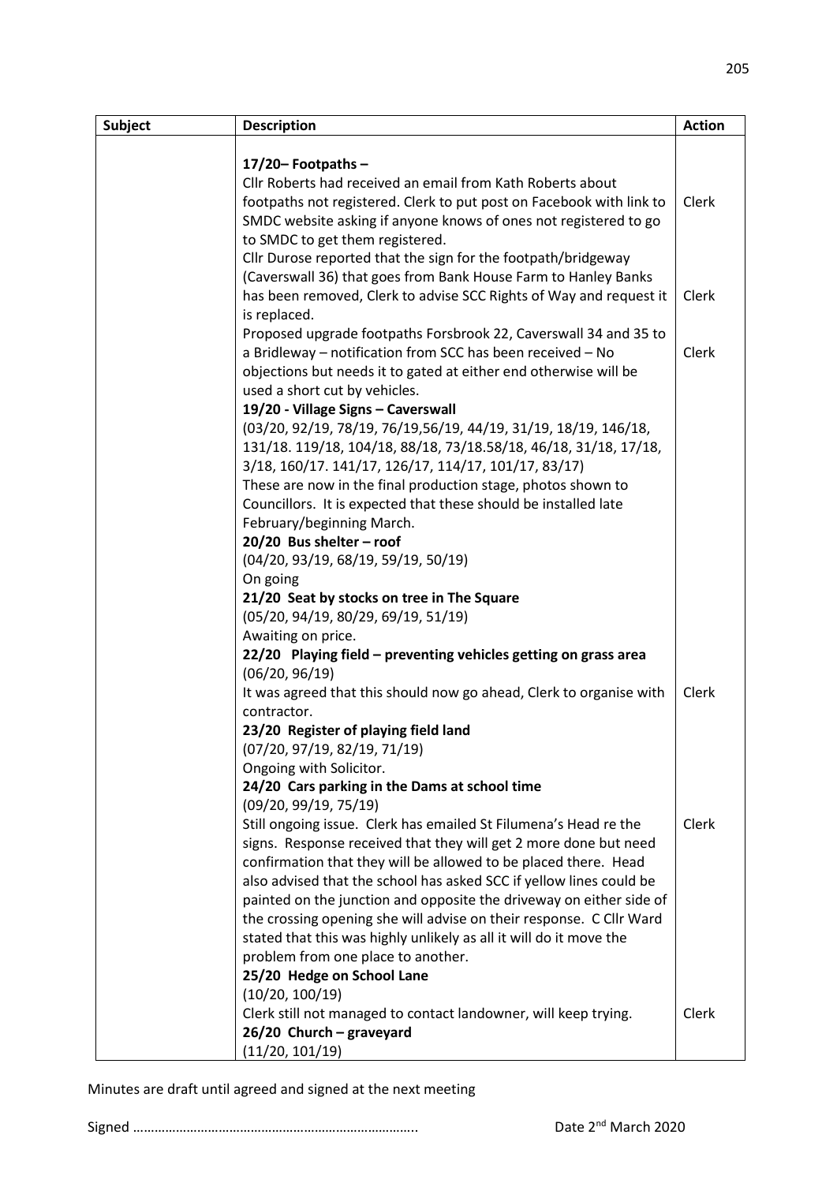| Subject | Description | Action |
|---|---|---|
| | **17/20– Footpaths –**<br>Cllr Roberts had received an email from Kath Roberts about footpaths not registered. Clerk to put post on Facebook with link to SMDC website asking if anyone knows of ones not registered to go to SMDC to get them registered. | Clerk |
| | Cllr Durose reported that the sign for the footpath/bridgeway (Caverswall 36) that goes from Bank House Farm to Hanley Banks has been removed, Clerk to advise SCC Rights of Way and request it is replaced. | Clerk |
| | Proposed upgrade footpaths Forsbrook 22, Caverswall 34 and 35 to a Bridleway – notification from SCC has been received – No objections but needs it to gated at either end otherwise will be used a short cut by vehicles. | Clerk |
| | **19/20 - Village Signs – Caverswall**<br>(03/20, 92/19, 78/19, 76/19,56/19, 44/19, 31/19, 18/19, 146/18, 131/18. 119/18, 104/18, 88/18, 73/18.58/18, 46/18, 31/18, 17/18, 3/18, 160/17. 141/17, 126/17, 114/17, 101/17, 83/17)<br>These are now in the final production stage, photos shown to Councillors. It is expected that these should be installed late February/beginning March. | |
| | **20/20 Bus shelter – roof**<br>(04/20, 93/19, 68/19, 59/19, 50/19)<br>On going | |
| | **21/20 Seat by stocks on tree in The Square**<br>(05/20, 94/19, 80/29, 69/19, 51/19)<br>Awaiting on price. | |
| | **22/20 Playing field – preventing vehicles getting on grass area**<br>(06/20, 96/19)<br>It was agreed that this should now go ahead, Clerk to organise with contractor. | Clerk |
| | **23/20 Register of playing field land**<br>(07/20, 97/19, 82/19, 71/19)<br>Ongoing with Solicitor. | |
| | **24/20 Cars parking in the Dams at school time**<br>(09/20, 99/19, 75/19)<br>Still ongoing issue. Clerk has emailed St Filumena's Head re the signs. Response received that they will get 2 more done but need confirmation that they will be allowed to be placed there. Head also advised that the school has asked SCC if yellow lines could be painted on the junction and opposite the driveway on either side of the crossing opening she will advise on their response. C Cllr Ward stated that this was highly unlikely as all it will do it move the problem from one place to another. | Clerk |
| | **25/20 Hedge on School Lane**<br>(10/20, 100/19)<br>Clerk still not managed to contact landowner, will keep trying. | Clerk |
| | **26/20 Church – graveyard**<br>(11/20, 101/19) | |

Minutes are draft until agreed and signed at the next meeting

Signed …………………………………………………………………..                    Date 2nd March 2020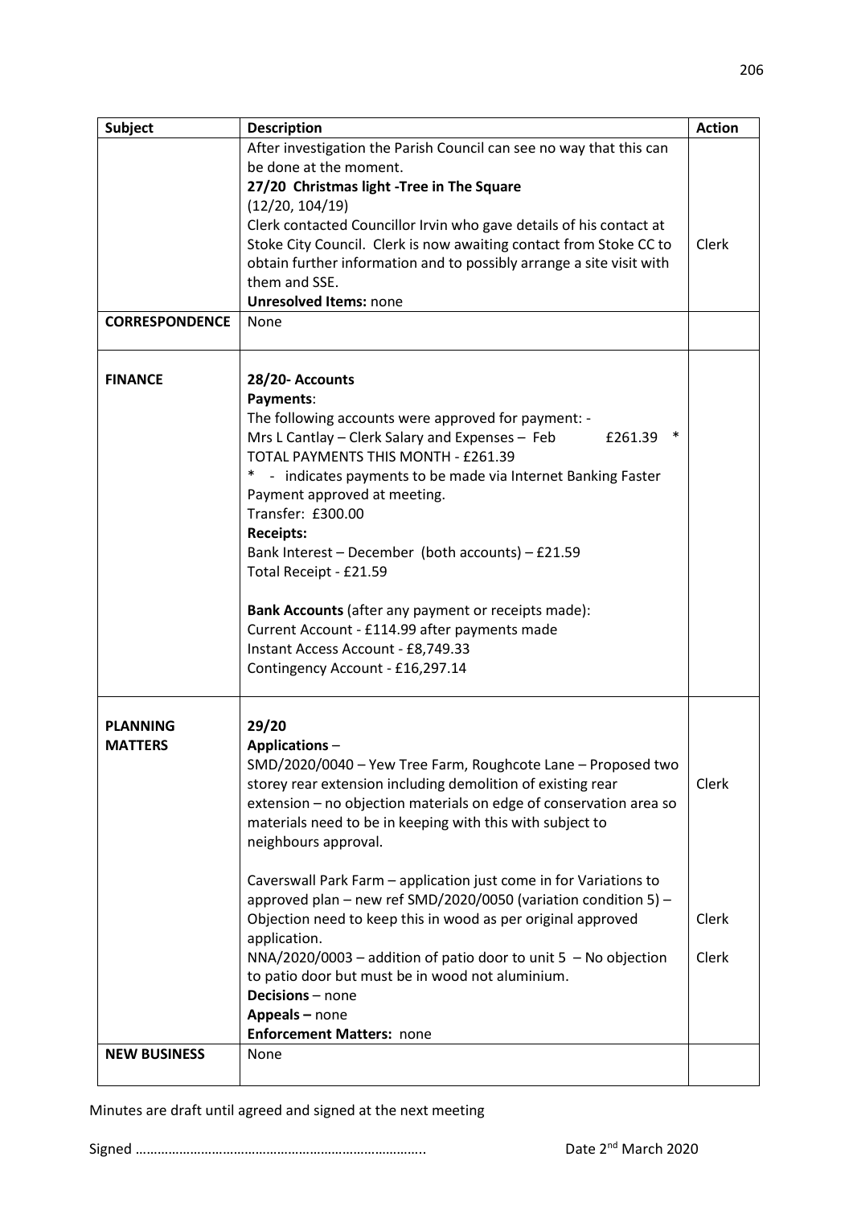| Subject | Description | Action |
|---|---|---|
| | After investigation the Parish Council can see no way that this can be done at the moment.<br>**27/20 Christmas light -Tree in The Square**<br>(12/20, 104/19)<br>Clerk contacted Councillor Irvin who gave details of his contact at Stoke City Council. Clerk is now awaiting contact from Stoke CC to obtain further information and to possibly arrange a site visit with them and SSE.<br>**Unresolved Items:** none | Clerk |
| **CORRESPONDENCE** | None | |
| **FINANCE** | **28/20- Accounts**<br>**Payments**:<br>The following accounts were approved for payment: -<br>Mrs L Cantlay – Clerk Salary and Expenses – Feb £261.39 *<br>TOTAL PAYMENTS THIS MONTH - £261.39<br>* - indicates payments to be made via Internet Banking Faster Payment approved at meeting.<br>Transfer: £300.00<br>**Receipts:**<br>Bank Interest – December (both accounts) – £21.59<br>Total Receipt - £21.59<br><br>**Bank Accounts** (after any payment or receipts made):<br>Current Account - £114.99 after payments made<br>Instant Access Account - £8,749.33<br>Contingency Account - £16,297.14 | |
| **PLANNING MATTERS** | **29/20**<br>**Applications** –<br>SMD/2020/0040 – Yew Tree Farm, Roughcote Lane – Proposed two storey rear extension including demolition of existing rear extension – no objection materials on edge of conservation area so materials need to be in keeping with this with subject to neighbours approval.<br><br>Caverswall Park Farm – application just come in for Variations to approved plan – new ref SMD/2020/0050 (variation condition 5) – Objection need to keep this in wood as per original approved application.<br>NNA/2020/0003 – addition of patio door to unit 5 – No objection to patio door but must be in wood not aluminium.<br>**Decisions** – none<br>**Appeals –** none<br>**Enforcement Matters:** none | Clerk<br><br>Clerk<br><br>Clerk |
| **NEW BUSINESS** | None | |

Minutes are draft until agreed and signed at the next meeting

Signed ……………………………………………………………………. Date 2nd March 2020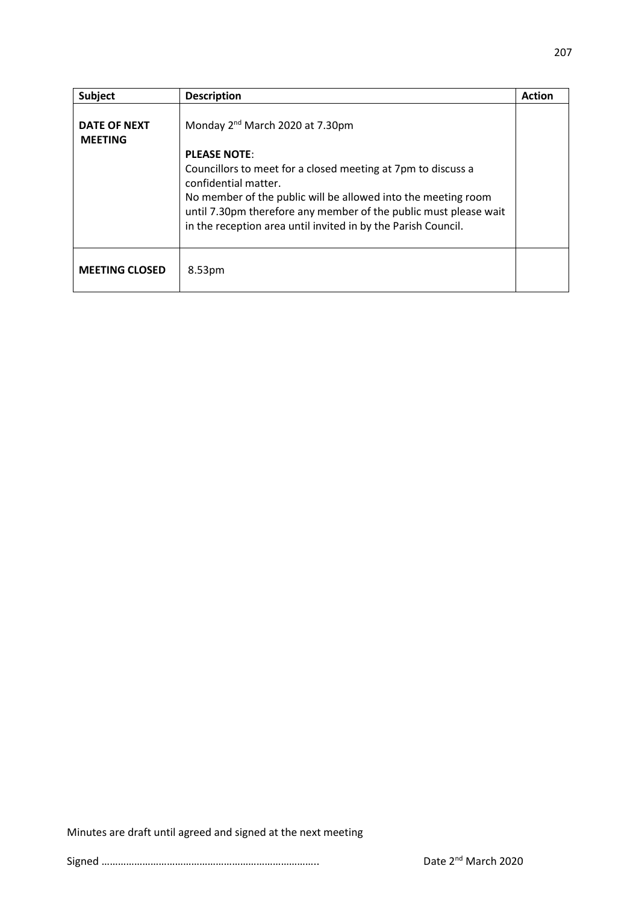| Subject | Description | Action |
| --- | --- | --- |
| **DATE OF NEXT MEETING** | Monday 2nd March 2020 at 7.30pm<br><br>**PLEASE NOTE**:<br>Councillors to meet for a closed meeting at 7pm to discuss a confidential matter.<br>No member of the public will be allowed into the meeting room until 7.30pm therefore any member of the public must please wait in the reception area until invited in by the Parish Council. | |
| **MEETING CLOSED** | 8.53pm | |

Minutes are draft until agreed and signed at the next meeting

Signed ……………………………………………………………………..                Date 2nd March 2020